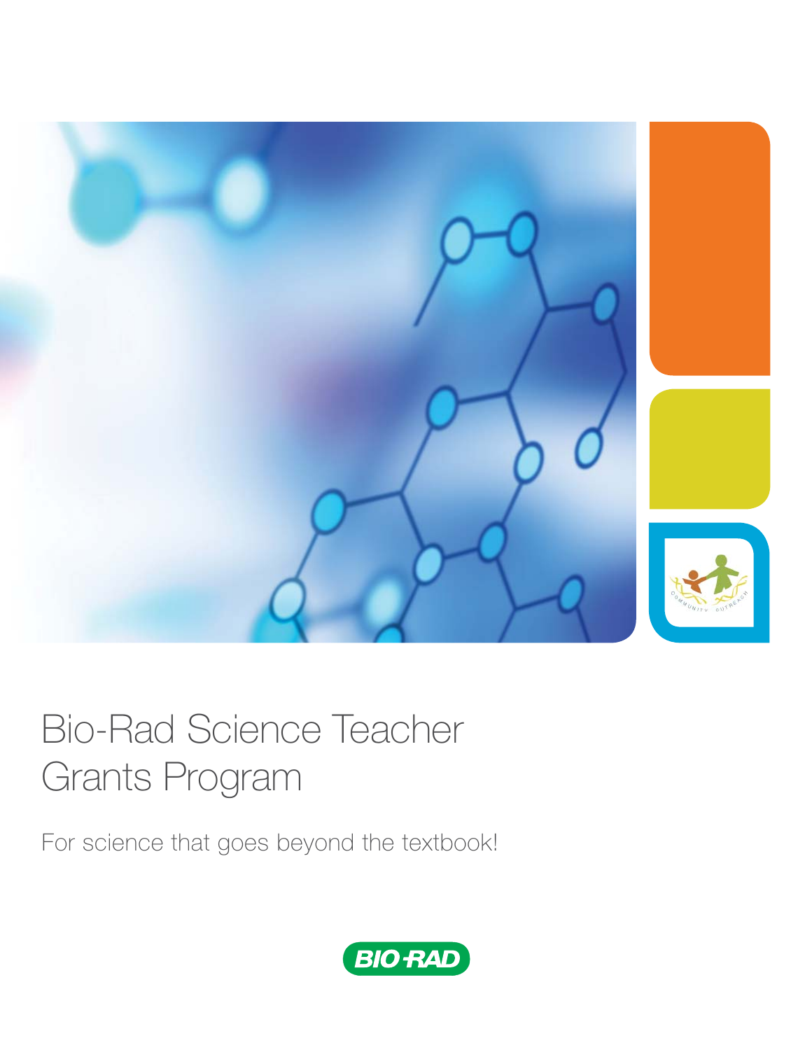# Bio-Rad Science Teacher Grants Program

For science that goes beyond the textbook!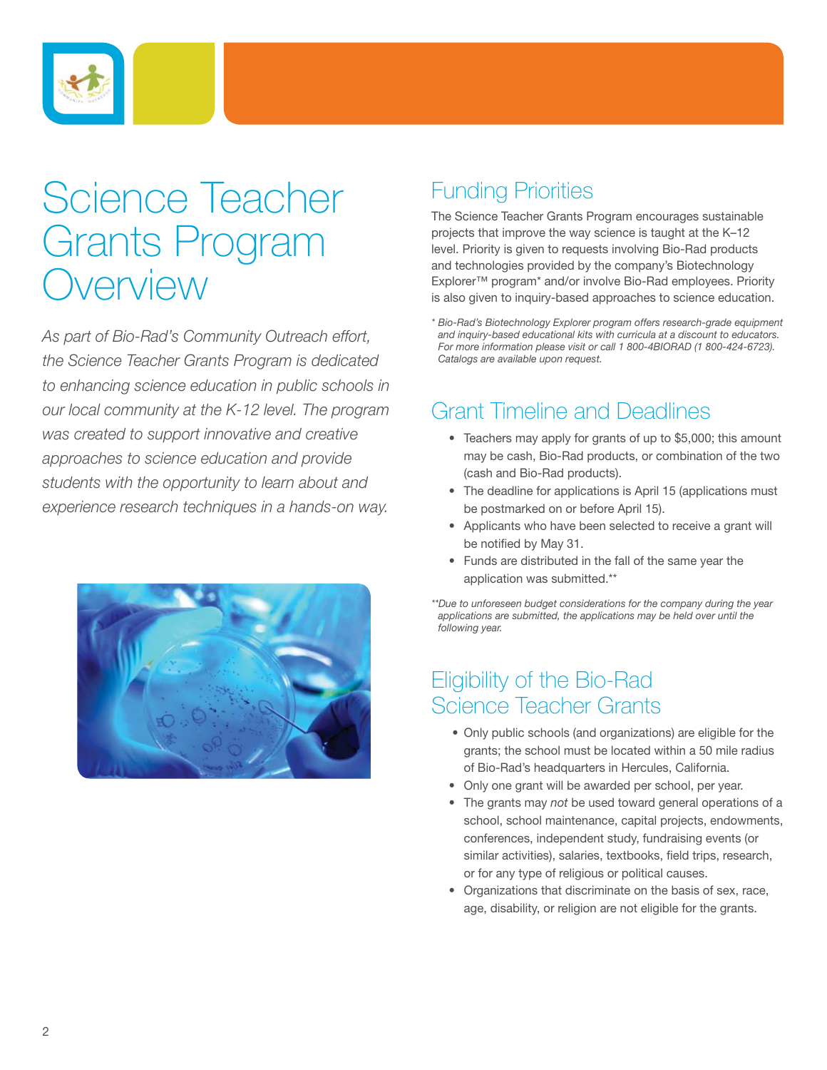# Science Teacher Grants Program Overview

*As part of Bio-Rad's Community Outreach effort, the Science Teacher Grants Program is dedicated to enhancing science education in public schools in our local community at the K-12 level. The program was created to support innovative and creative approaches to science education and provide students with the opportunity to learn about and experience research techniques in a hands-on way.*

## Funding Priorities

The Science Teacher Grants Program encourages sustainable projects that improve the way science is taught at the K–12 level. Priority is given to requests involving Bio-Rad products and technologies provided by the company's Biotechnology Explorer™ program* and/or involve Bio-Rad employees. Priority is also given to inquiry-based approaches to science education.

*\* Bio-Rad's Biotechnology Explorer program offers research-grade equipment and inquiry-based educational kits with curricula at a discount to educators. For more information please visit or call 1 800-4BIORAD (1 800-424-6723). Catalogs are available upon request.*

## Grant Timeline and Deadlines

- Teachers may apply for grants of up to $5,000; this amount may be cash, Bio-Rad products, or combination of the two (cash and Bio-Rad products).
- The deadline for applications is April 15 (applications must be postmarked on or before April 15).
- Applicants who have been selected to receive a grant will be notified by May 31.
- Funds are distributed in the fall of the same year the application was submitted.**

*\*\*Due to unforeseen budget considerations for the company during the year applications are submitted, the applications may be held over until the following year.*

## Eligibility of the Bio-Rad Science Teacher Grants

- Only public schools (and organizations) are eligible for the grants; the school must be located within a 50 mile radius of Bio-Rad's headquarters in Hercules, California.
- Only one grant will be awarded per school, per year.
- The grants may *not* be used toward general operations of a school, school maintenance, capital projects, endowments, conferences, independent study, fundraising events (or similar activities), salaries, textbooks, field trips, research, or for any type of religious or political causes.
- Organizations that discriminate on the basis of sex, race, age, disability, or religion are not eligible for the grants.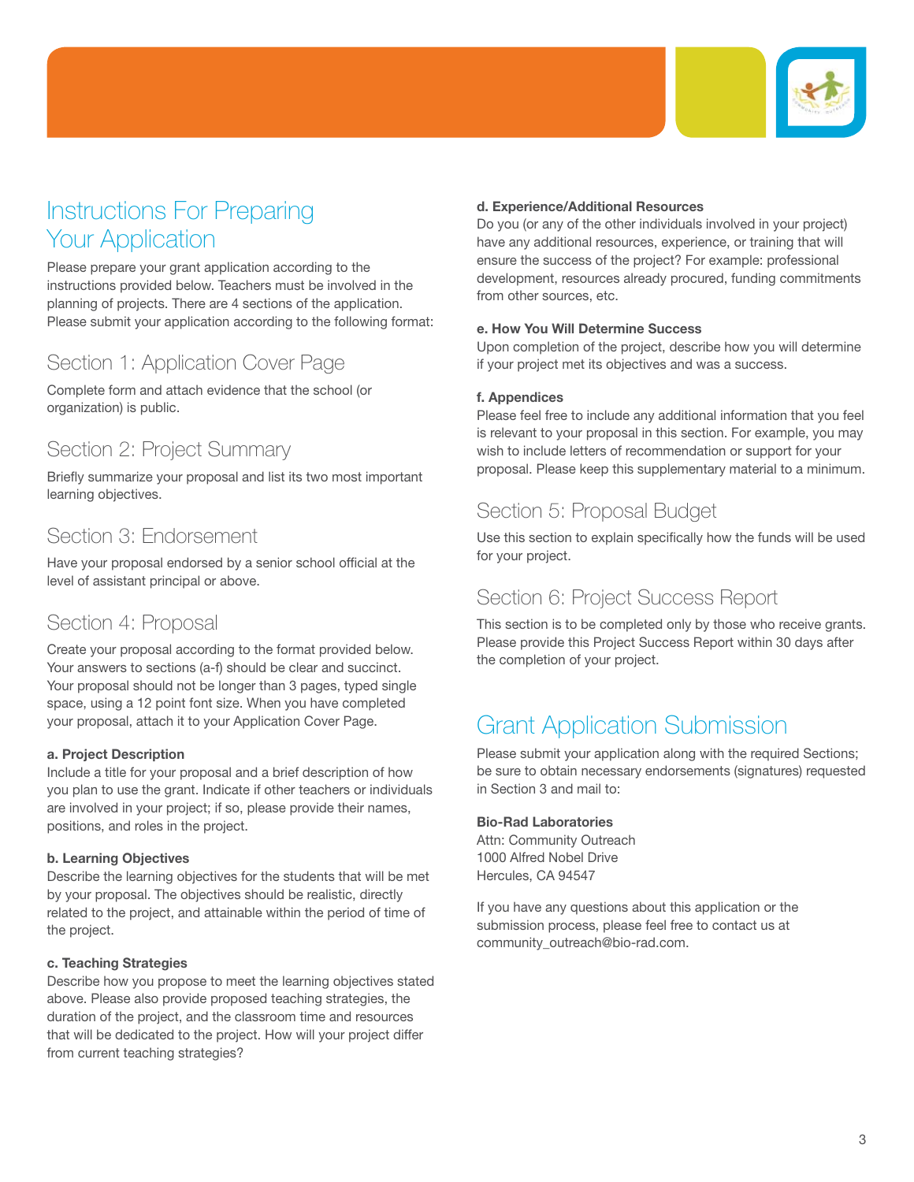# Instructions For Preparing Your Application

Please prepare your grant application according to the instructions provided below. Teachers must be involved in the planning of projects. There are 4 sections of the application. Please submit your application according to the following format:

## Section 1: Application Cover Page

Complete form and attach evidence that the school (or organization) is public.

## Section 2: Project Summary

Briefly summarize your proposal and list its two most important learning objectives.

## Section 3: Endorsement

Have your proposal endorsed by a senior school official at the level of assistant principal or above.

## Section 4: Proposal

Create your proposal according to the format provided below. Your answers to sections (a-f) should be clear and succinct. Your proposal should not be longer than 3 pages, typed single space, using a 12 point font size. When you have completed your proposal, attach it to your Application Cover Page.

**a. Project Description**
Include a title for your proposal and a brief description of how you plan to use the grant. Indicate if other teachers or individuals are involved in your project; if so, please provide their names, positions, and roles in the project.

**b. Learning Objectives**
Describe the learning objectives for the students that will be met by your proposal. The objectives should be realistic, directly related to the project, and attainable within the period of time of the project.

**c. Teaching Strategies**
Describe how you propose to meet the learning objectives stated above. Please also provide proposed teaching strategies, the duration of the project, and the classroom time and resources that will be dedicated to the project. How will your project differ from current teaching strategies?

**d. Experience/Additional Resources**
Do you (or any of the other individuals involved in your project) have any additional resources, experience, or training that will ensure the success of the project? For example: professional development, resources already procured, funding commitments from other sources, etc.

**e. How You Will Determine Success**
Upon completion of the project, describe how you will determine if your project met its objectives and was a success.

**f. Appendices**
Please feel free to include any additional information that you feel is relevant to your proposal in this section. For example, you may wish to include letters of recommendation or support for your proposal. Please keep this supplementary material to a minimum.

## Section 5: Proposal Budget

Use this section to explain specifically how the funds will be used for your project.

## Section 6: Project Success Report

This section is to be completed only by those who receive grants. Please provide this Project Success Report within 30 days after the completion of your project.

# Grant Application Submission

Please submit your application along with the required Sections; be sure to obtain necessary endorsements (signatures) requested in Section 3 and mail to:

**Bio-Rad Laboratories**
Attn: Community Outreach
1000 Alfred Nobel Drive
Hercules, CA 94547

If you have any questions about this application or the submission process, please feel free to contact us at community_outreach@bio-rad.com.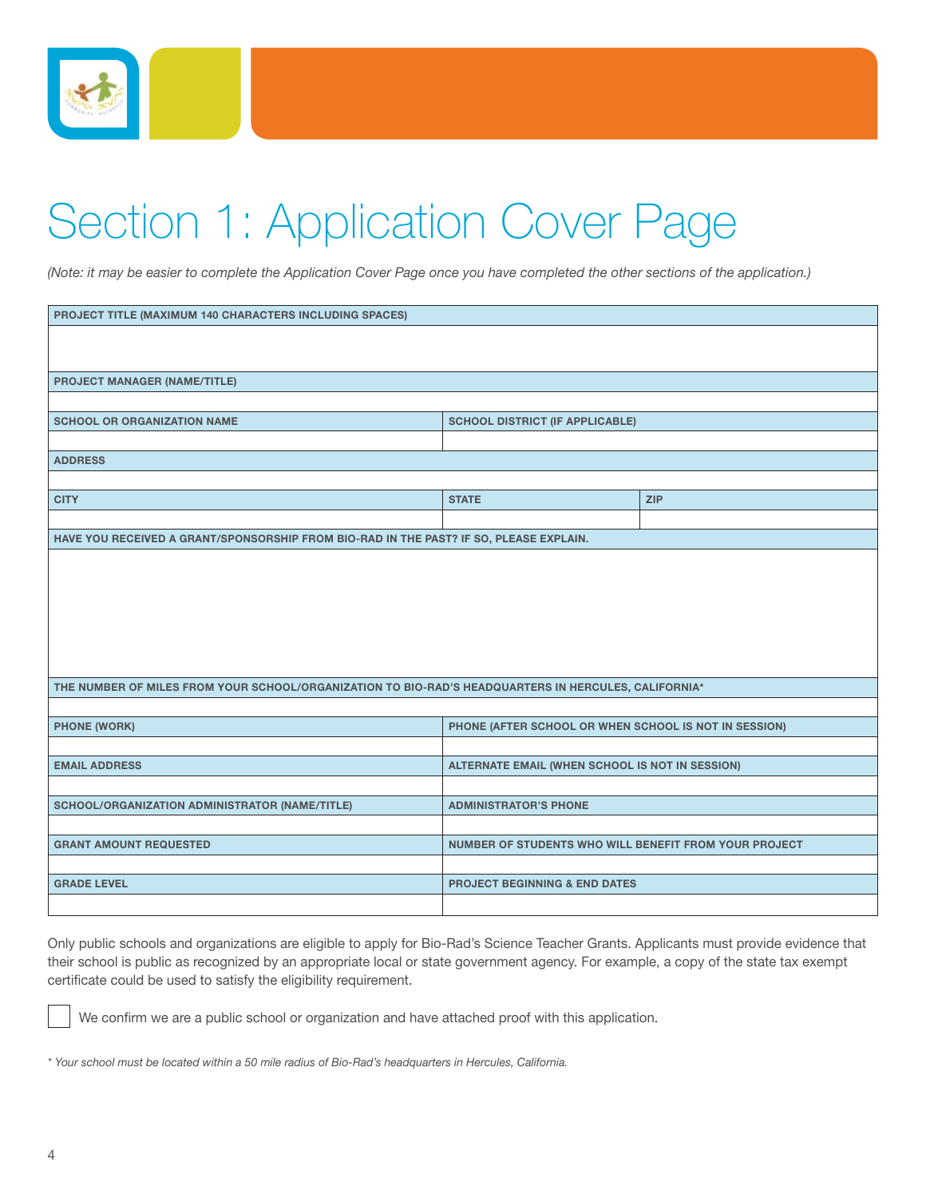# Section 1: Application Cover Page

*(Note: it may be easier to complete the Application Cover Page once you have completed the other sections of the application.)*

| PROJECT TITLE (MAXIMUM 140 CHARACTERS INCLUDING SPACES) | | |
|---|---|---|
| | | |
| **PROJECT MANAGER (NAME/TITLE)** | | |
| | | |
| **SCHOOL OR ORGANIZATION NAME** | **SCHOOL DISTRICT (IF APPLICABLE)** | |
| | | |
| **ADDRESS** | | |
| | | |
| **CITY** | **STATE** | **ZIP** |
| | | |
| **HAVE YOU RECEIVED A GRANT/SPONSORSHIP FROM BIO-RAD IN THE PAST? IF SO, PLEASE EXPLAIN.** | | |
| | | |
| **THE NUMBER OF MILES FROM YOUR SCHOOL/ORGANIZATION TO BIO-RAD'S HEADQUARTERS IN HERCULES, CALIFORNIA*** | | |
| | | |
| **PHONE (WORK)** | **PHONE (AFTER SCHOOL OR WHEN SCHOOL IS NOT IN SESSION)** | |
| | | |
| **EMAIL ADDRESS** | **ALTERNATE EMAIL (WHEN SCHOOL IS NOT IN SESSION)** | |
| | | |
| **SCHOOL/ORGANIZATION ADMINISTRATOR (NAME/TITLE)** | **ADMINISTRATOR'S PHONE** | |
| | | |
| **GRANT AMOUNT REQUESTED** | **NUMBER OF STUDENTS WHO WILL BENEFIT FROM YOUR PROJECT** | |
| | | |
| **GRADE LEVEL** | **PROJECT BEGINNING & END DATES** | |
| | | |

Only public schools and organizations are eligible to apply for Bio-Rad's Science Teacher Grants. Applicants must provide evidence that their school is public as recognized by an appropriate local or state government agency. For example, a copy of the state tax exempt certificate could be used to satisfy the eligibility requirement.

☐ We confirm we are a public school or organization and have attached proof with this application.

*\* Your school must be located within a 50 mile radius of Bio-Rad's headquarters in Hercules, California.*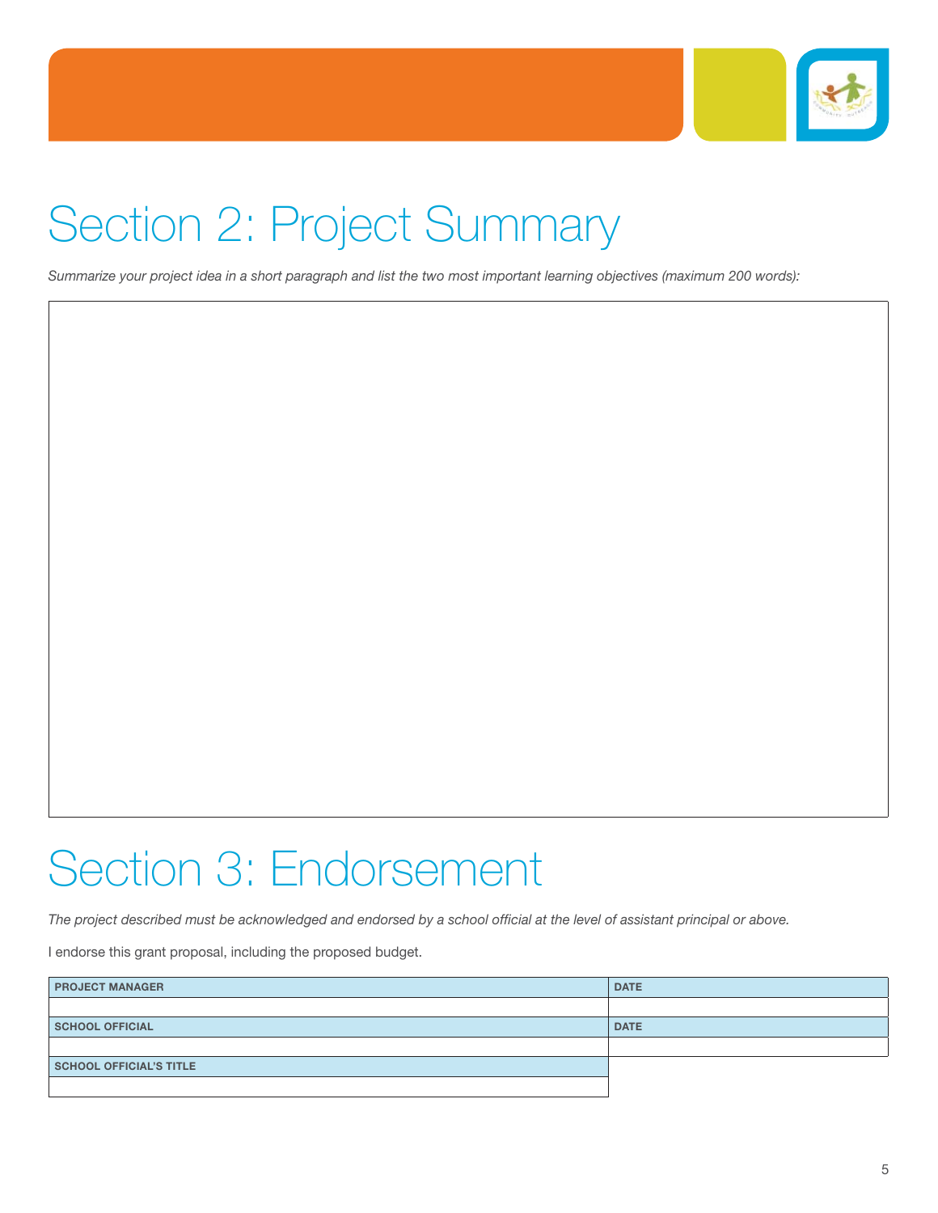# Section 2: Project Summary

*Summarize your project idea in a short paragraph and list the two most important learning objectives (maximum 200 words):*

# Section 3: Endorsement

*The project described must be acknowledged and endorsed by a school official at the level of assistant principal or above.*

I endorse this grant proposal, including the proposed budget.

| PROJECT MANAGER | DATE |
| --- | --- |
| | |
| **SCHOOL OFFICIAL** | **DATE** |
| | |
| **SCHOOL OFFICIAL'S TITLE** | |
| | |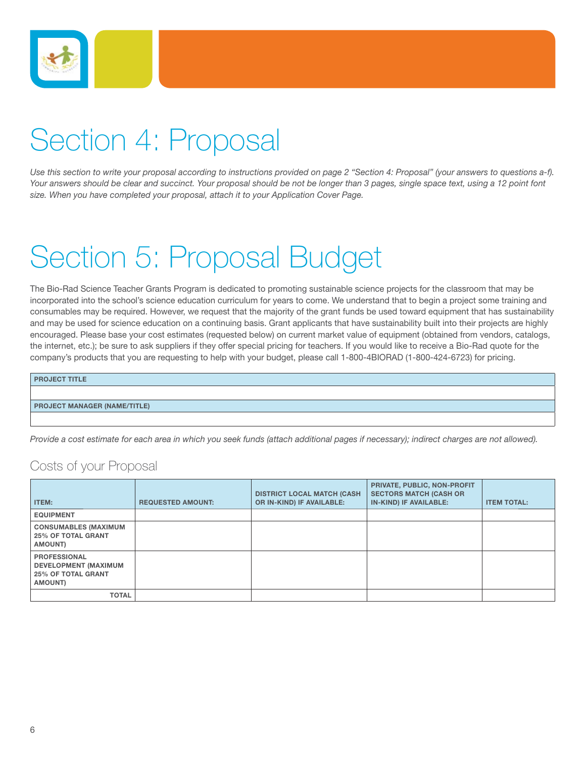# Section 4: Proposal

*Use this section to write your proposal according to instructions provided on page 2 "Section 4: Proposal" (your answers to questions a-f). Your answers should be clear and succinct. Your proposal should be not be longer than 3 pages, single space text, using a 12 point font size. When you have completed your proposal, attach it to your Application Cover Page.*

# Section 5: Proposal Budget

The Bio-Rad Science Teacher Grants Program is dedicated to promoting sustainable science projects for the classroom that may be incorporated into the school's science education curriculum for years to come. We understand that to begin a project some training and consumables may be required. However, we request that the majority of the grant funds be used toward equipment that has sustainability and may be used for science education on a continuing basis. Grant applicants that have sustainability built into their projects are highly encouraged. Please base your cost estimates (requested below) on current market value of equipment (obtained from vendors, catalogs, the internet, etc.); be sure to ask suppliers if they offer special pricing for teachers. If you would like to receive a Bio-Rad quote for the company's products that you are requesting to help with your budget, please call 1-800-4BIORAD (1-800-424-6723) for pricing.

| PROJECT TITLE |
|---|
| |
| **PROJECT MANAGER (NAME/TITLE)** |
| |

*Provide a cost estimate for each area in which you seek funds (attach additional pages if necessary); indirect charges are not allowed).*

## Costs of your Proposal

| ITEM: | REQUESTED AMOUNT: | DISTRICT LOCAL MATCH (CASH OR IN-KIND) IF AVAILABLE: | PRIVATE, PUBLIC, NON-PROFIT SECTORS MATCH (CASH OR IN-KIND) IF AVAILABLE: | ITEM TOTAL: |
|---|---|---|---|---|
| EQUIPMENT | | | | |
| CONSUMABLES (MAXIMUM 25% OF TOTAL GRANT AMOUNT) | | | | |
| PROFESSIONAL DEVELOPMENT (MAXIMUM 25% OF TOTAL GRANT AMOUNT) | | | | |
| TOTAL | | | | |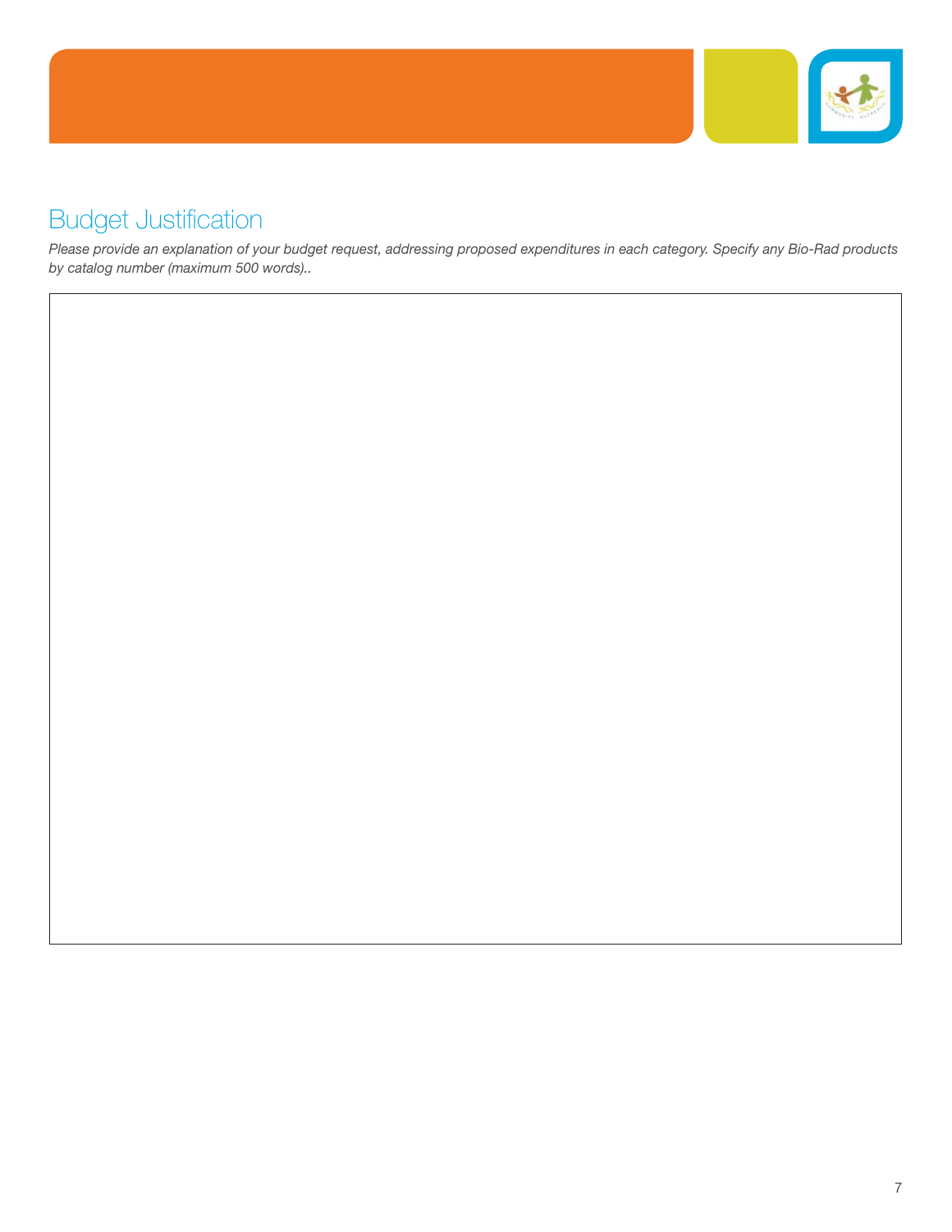# Budget Justification

*Please provide an explanation of your budget request, addressing proposed expenditures in each category. Specify any Bio-Rad products by catalog number (maximum 500 words)..*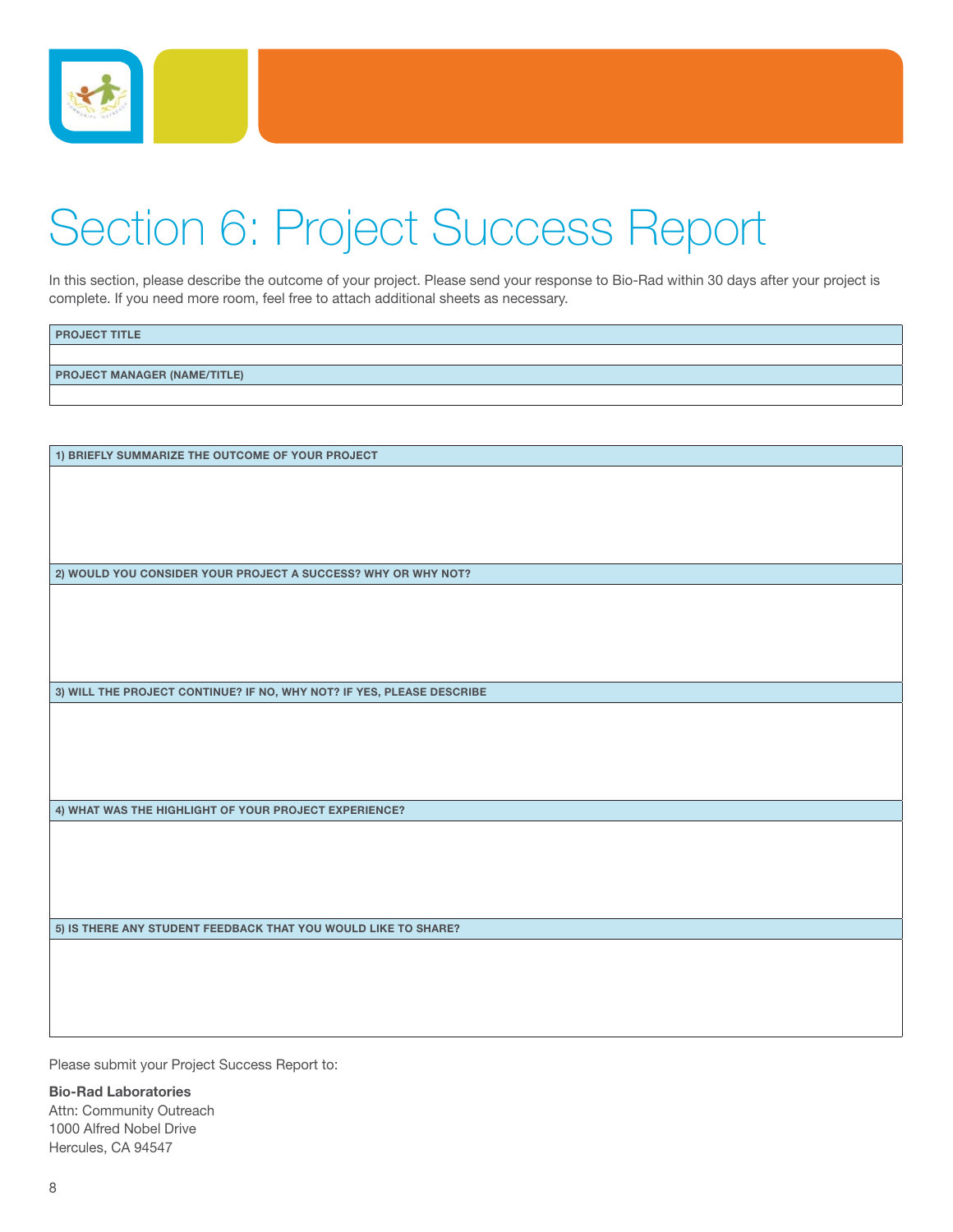# Section 6: Project Success Report

In this section, please describe the outcome of your project. Please send your response to Bio-Rad within 30 days after your project is complete. If you need more room, feel free to attach additional sheets as necessary.

| PROJECT TITLE |
| --- |
| |
| **PROJECT MANAGER (NAME/TITLE)** |
| |

| 1) BRIEFLY SUMMARIZE THE OUTCOME OF YOUR PROJECT |
| --- |
| |
| **2) WOULD YOU CONSIDER YOUR PROJECT A SUCCESS? WHY OR WHY NOT?** |
| |
| **3) WILL THE PROJECT CONTINUE? IF NO, WHY NOT? IF YES, PLEASE DESCRIBE** |
| |
| **4) WHAT WAS THE HIGHLIGHT OF YOUR PROJECT EXPERIENCE?** |
| |
| **5) IS THERE ANY STUDENT FEEDBACK THAT YOU WOULD LIKE TO SHARE?** |
| |

Please submit your Project Success Report to:

**Bio-Rad Laboratories**
Attn: Community Outreach
1000 Alfred Nobel Drive
Hercules, CA 94547